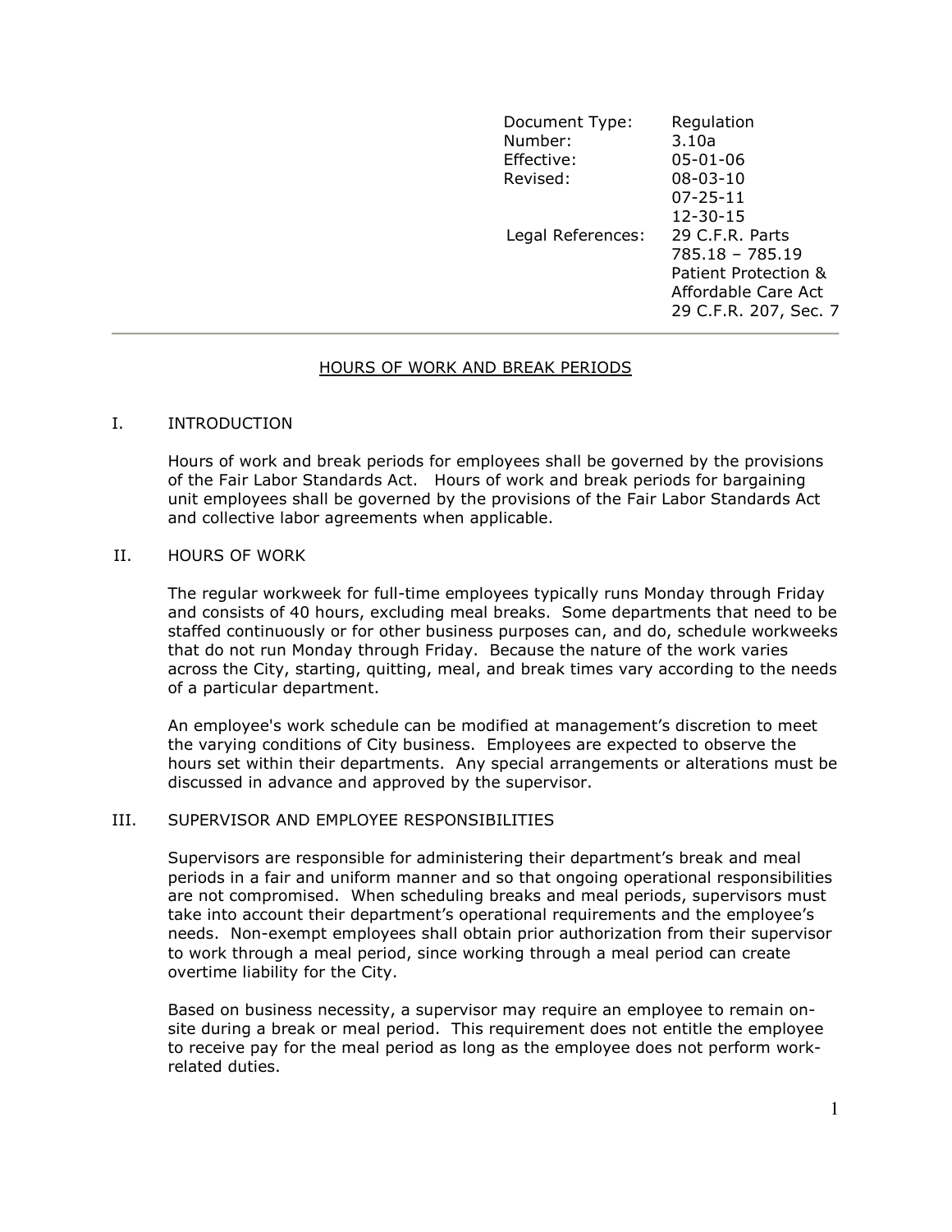| Document Type: | Regulation |
|---|---|
| Number: | 3.10a |
| Effective: | 05-01-06 |
| Revised: | 08-03-10 |
| | 07-25-11 |
| | 12-30-15 |
| Legal References: | 29 C.F.R. Parts 785.18 – 785.19 |
| | Patient Protection & Affordable Care Act |
| | 29 C.F.R. 207, Sec. 7 |

---

# HOURS OF WORK AND BREAK PERIODS

## I. INTRODUCTION

Hours of work and break periods for employees shall be governed by the provisions of the Fair Labor Standards Act. Hours of work and break periods for bargaining unit employees shall be governed by the provisions of the Fair Labor Standards Act and collective labor agreements when applicable.

## II. HOURS OF WORK

The regular workweek for full-time employees typically runs Monday through Friday and consists of 40 hours, excluding meal breaks. Some departments that need to be staffed continuously or for other business purposes can, and do, schedule workweeks that do not run Monday through Friday. Because the nature of the work varies across the City, starting, quitting, meal, and break times vary according to the needs of a particular department.

An employee's work schedule can be modified at management's discretion to meet the varying conditions of City business. Employees are expected to observe the hours set within their departments. Any special arrangements or alterations must be discussed in advance and approved by the supervisor.

## III. SUPERVISOR AND EMPLOYEE RESPONSIBILITIES

Supervisors are responsible for administering their department's break and meal periods in a fair and uniform manner and so that ongoing operational responsibilities are not compromised. When scheduling breaks and meal periods, supervisors must take into account their department's operational requirements and the employee's needs. Non-exempt employees shall obtain prior authorization from their supervisor to work through a meal period, since working through a meal period can create overtime liability for the City.

Based on business necessity, a supervisor may require an employee to remain on-site during a break or meal period. This requirement does not entitle the employee to receive pay for the meal period as long as the employee does not perform work-related duties.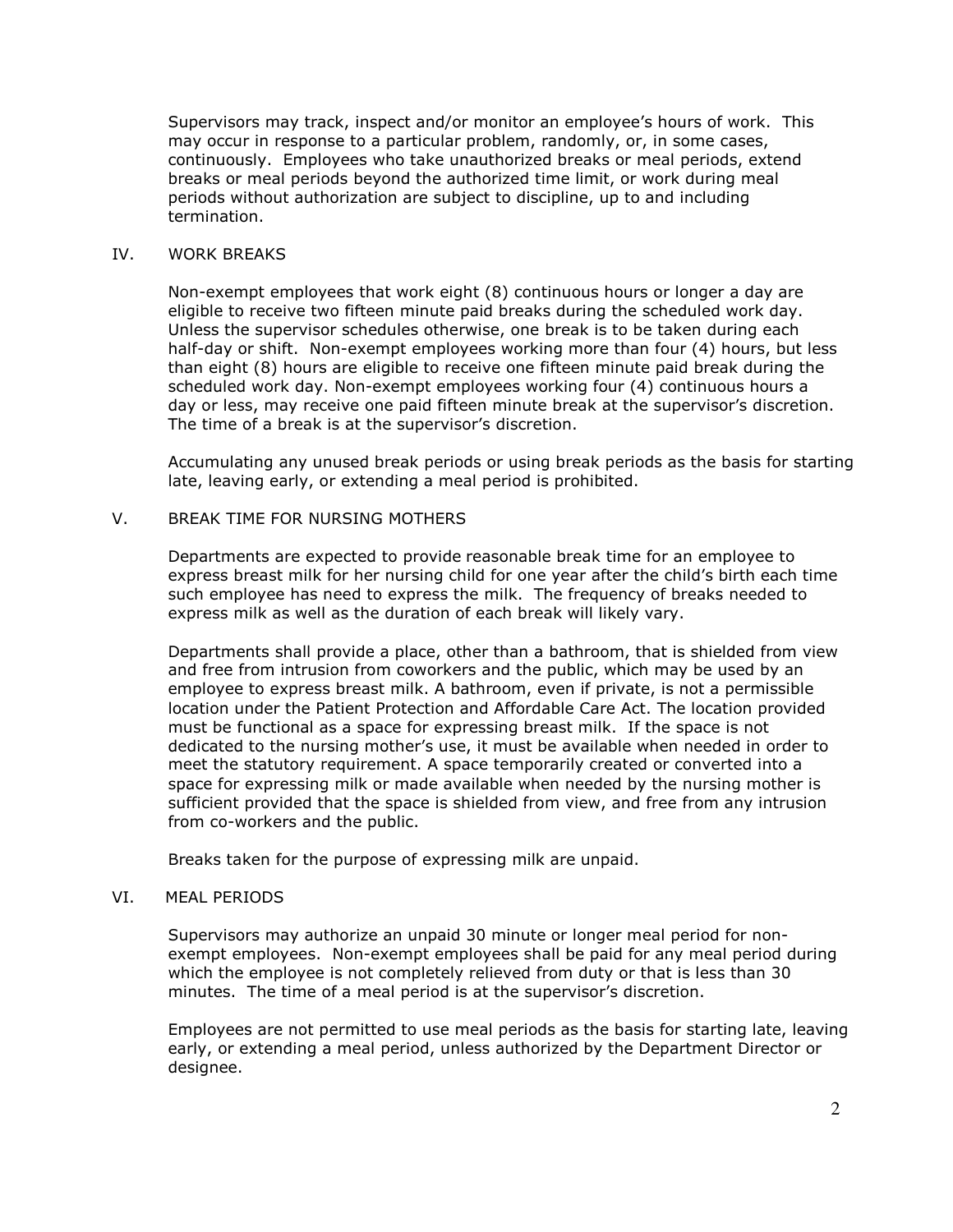Supervisors may track, inspect and/or monitor an employee's hours of work. This may occur in response to a particular problem, randomly, or, in some cases, continuously. Employees who take unauthorized breaks or meal periods, extend breaks or meal periods beyond the authorized time limit, or work during meal periods without authorization are subject to discipline, up to and including termination.

## IV. WORK BREAKS

Non-exempt employees that work eight (8) continuous hours or longer a day are eligible to receive two fifteen minute paid breaks during the scheduled work day. Unless the supervisor schedules otherwise, one break is to be taken during each half-day or shift. Non-exempt employees working more than four (4) hours, but less than eight (8) hours are eligible to receive one fifteen minute paid break during the scheduled work day. Non-exempt employees working four (4) continuous hours a day or less, may receive one paid fifteen minute break at the supervisor's discretion. The time of a break is at the supervisor's discretion.

Accumulating any unused break periods or using break periods as the basis for starting late, leaving early, or extending a meal period is prohibited.

## V. BREAK TIME FOR NURSING MOTHERS

Departments are expected to provide reasonable break time for an employee to express breast milk for her nursing child for one year after the child's birth each time such employee has need to express the milk. The frequency of breaks needed to express milk as well as the duration of each break will likely vary.

Departments shall provide a place, other than a bathroom, that is shielded from view and free from intrusion from coworkers and the public, which may be used by an employee to express breast milk. A bathroom, even if private, is not a permissible location under the Patient Protection and Affordable Care Act. The location provided must be functional as a space for expressing breast milk. If the space is not dedicated to the nursing mother's use, it must be available when needed in order to meet the statutory requirement. A space temporarily created or converted into a space for expressing milk or made available when needed by the nursing mother is sufficient provided that the space is shielded from view, and free from any intrusion from co-workers and the public.

Breaks taken for the purpose of expressing milk are unpaid.

## VI. MEAL PERIODS

Supervisors may authorize an unpaid 30 minute or longer meal period for non-exempt employees. Non-exempt employees shall be paid for any meal period during which the employee is not completely relieved from duty or that is less than 30 minutes. The time of a meal period is at the supervisor's discretion.

Employees are not permitted to use meal periods as the basis for starting late, leaving early, or extending a meal period, unless authorized by the Department Director or designee.